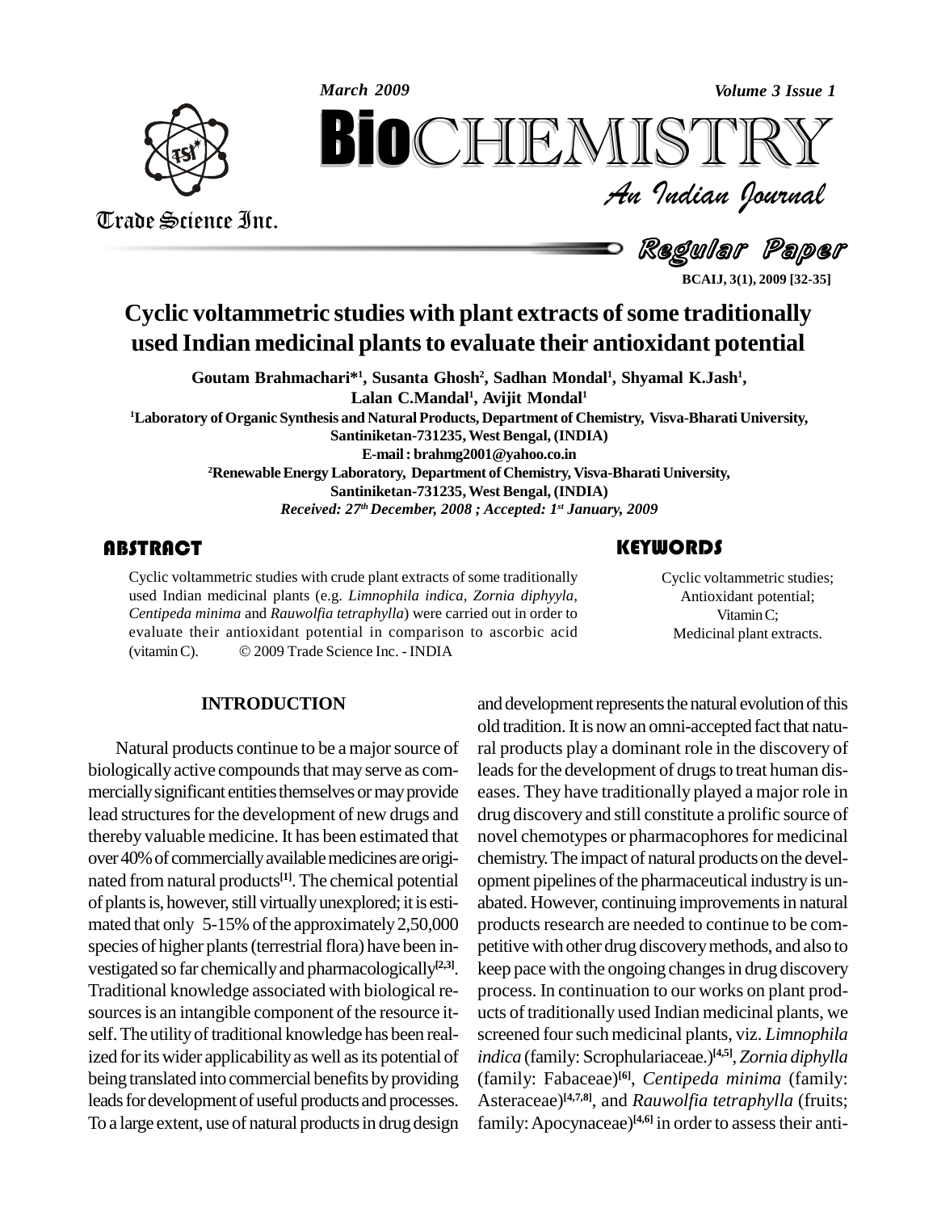# Cyclic voltammetric studies with plant extracts of some traditionally used Indian medicinal plants to evaluate their antioxidant potential

**Goutam Brahmachari*[1], Susanta Ghosh[2], Sadhan Mondal[1], Shyamal K.Jash[1], Lalan C.Mandal[1], Avijit Mondal[1]**

[1]Laboratory of Organic Synthesis and Natural Products, Department of Chemistry, Visva-Bharati University, Santiniketan-731235, West Bengal, (INDIA)

E-mail : brahmg2001@yahoo.co.in

[2]Renewable Energy Laboratory, Department of Chemistry, Visva-Bharati University, Santiniketan-731235, West Bengal, (INDIA)

*Received: 27th December, 2008 ; Accepted: 1st January, 2009*

## ABSTRACT

Cyclic voltammetric studies with crude plant extracts of some traditionally used Indian medicinal plants (e.g. *Limnophila indica*, *Zornia diphyyla*, *Centipeda minima* and *Rauwolfia tetraphylla*) were carried out in order to evaluate their antioxidant potential in comparison to ascorbic acid (vitamin C). © 2009 Trade Science Inc. - INDIA

## KEYWORDS

Cyclic voltammetric studies; Antioxidant potential; Vitamin C; Medicinal plant extracts.

## INTRODUCTION

Natural products continue to be a major source of biologically active compounds that may serve as commercially significant entities themselves or may provide lead structures for the development of new drugs and thereby valuable medicine. It has been estimated that over 40% of commercially available medicines are originated from natural products[1]. The chemical potential of plants is, however, still virtually unexplored; it is estimated that only 5-15% of the approximately 2,50,000 species of higher plants (terrestrial flora) have been investigated so far chemically and pharmacologically[2,3]. Traditional knowledge associated with biological resources is an intangible component of the resource itself. The utility of traditional knowledge has been realized for its wider applicability as well as its potential of being translated into commercial benefits by providing leads for development of useful products and processes. To a large extent, use of natural products in drug design and development represents the natural evolution of this old tradition. It is now an omni-accepted fact that natural products play a dominant role in the discovery of leads for the development of drugs to treat human diseases. They have traditionally played a major role in drug discovery and still constitute a prolific source of novel chemotypes or pharmacophores for medicinal chemistry. The impact of natural products on the development pipelines of the pharmaceutical industry is unabated. However, continuing improvements in natural products research are needed to continue to be competitive with other drug discovery methods, and also to keep pace with the ongoing changes in drug discovery process. In continuation to our works on plant products of traditionally used Indian medicinal plants, we screened four such medicinal plants, viz. *Limnophila indica* (family: Scrophulariaceae.)[4,5], *Zornia diphylla* (family: Fabaceae)[6], *Centipeda minima* (family: Asteraceae)[4,7,8], and *Rauwolfia tetraphylla* (fruits; family: Apocynaceae)[4,6] in order to assess their anti-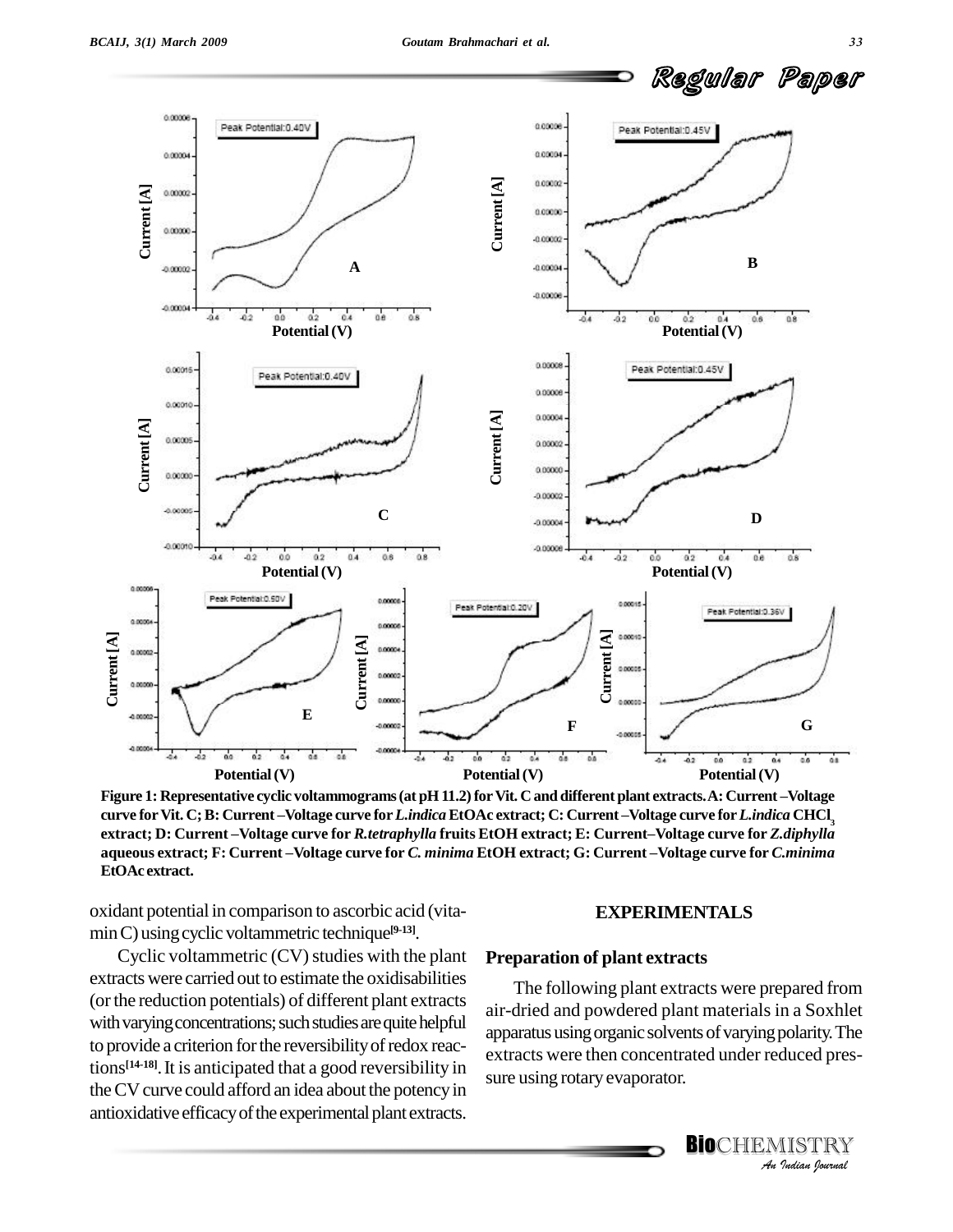**Figure 1: Representative cyclic voltammograms (at pH 11.2) for Vit. C and different plant extracts. A: Current –Voltage curve for Vit. C; B: Current –Voltage curve for *L.indica* EtOAc extract; C: Current –Voltage curve for *L.indica* $CHCl_3$ extract; D: Current –Voltage curve for *R.tetraphylla* fruits EtOH extract; E: Current–Voltage curve for *Z.diphylla* aqueous extract; F: Current –Voltage curve for *C. minima* EtOH extract; G: Current –Voltage curve for *C.minima* EtOAc extract.**

oxidant potential in comparison to ascorbic acid (vitamin C) using cyclic voltammetric technique[9-13].

Cyclic voltammetric (CV) studies with the plant extracts were carried out to estimate the oxidisabilities (or the reduction potentials) of different plant extracts with varying concentrations; such studies are quite helpful to provide a criterion for the reversibility of redox reactions[14-18]. It is anticipated that a good reversibility in the CV curve could afford an idea about the potency in antioxidative efficacy of the experimental plant extracts.

## EXPERIMENTALS

### Preparation of plant extracts

The following plant extracts were prepared from air-dried and powdered plant materials in a Soxhlet apparatus using organic solvents of varying polarity. The extracts were then concentrated under reduced pressure using rotary evaporator.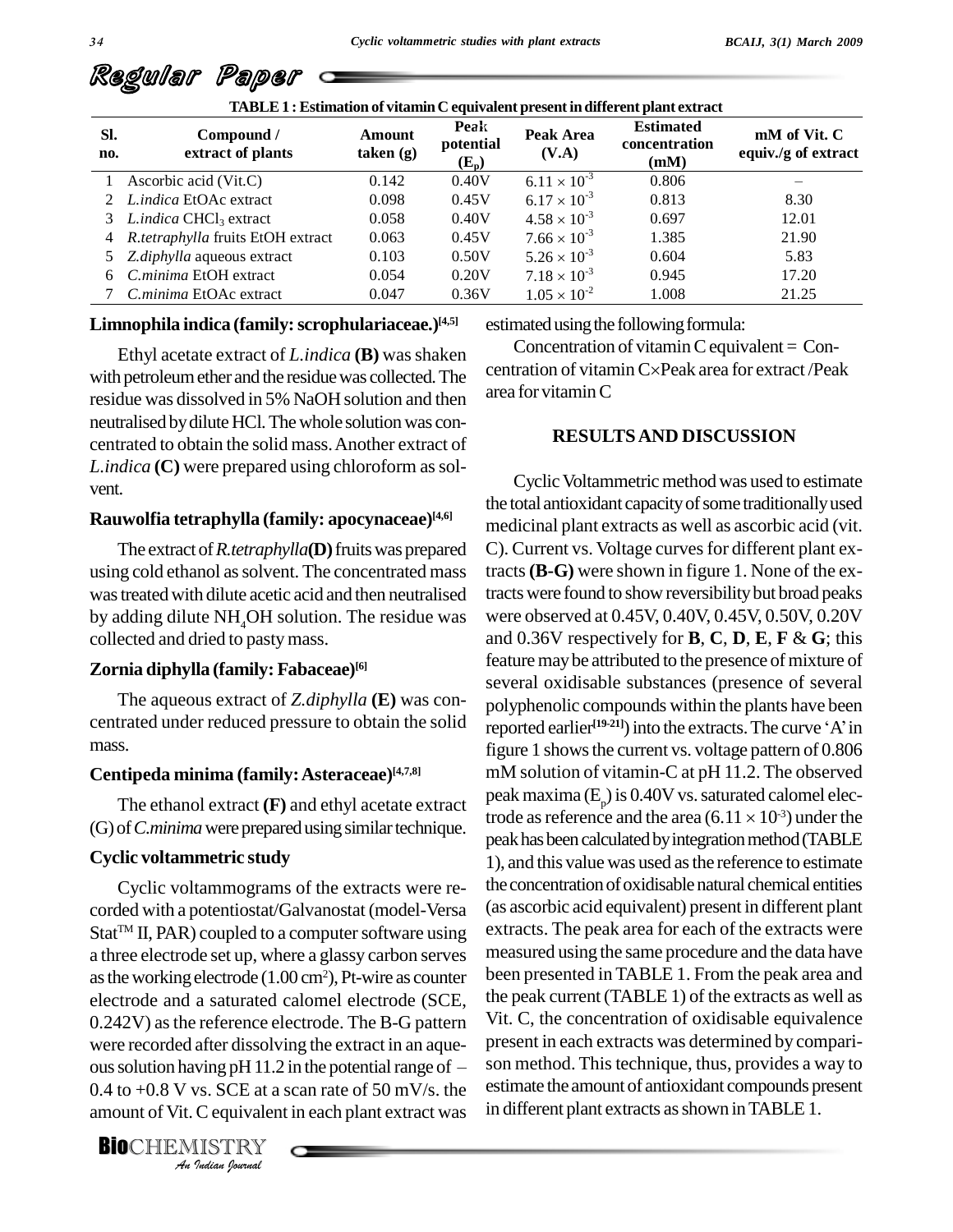**TABLE 1 : Estimation of vitamin C equivalent present in different plant extract**

| Sl. no. | Compound / extract of plants | Amount taken (g) | Peak potential ($E_p$) | Peak Area (V.A) | Estimated concentration (mM) | mM of Vit. C equiv./g of extract |
|---|---|---|---|---|---|---|
| 1 | Ascorbic acid (Vit.C) | 0.142 | 0.40V | $6.11 \times 10^{-3}$ | 0.806 | – |
| 2 | *L.indica* EtOAc extract | 0.098 | 0.45V | $6.17 \times 10^{-3}$ | 0.813 | 8.30 |
| 3 | *L.indica* $CHCl_3$ extract | 0.058 | 0.40V | $4.58 \times 10^{-3}$ | 0.697 | 12.01 |
| 4 | *R.tetraphylla* fruits EtOH extract | 0.063 | 0.45V | $7.66 \times 10^{-3}$ | 1.385 | 21.90 |
| 5 | *Z.diphylla* aqueous extract | 0.103 | 0.50V | $5.26 \times 10^{-3}$ | 0.604 | 5.83 |
| 6 | *C.minima* EtOH extract | 0.054 | 0.20V | $7.18 \times 10^{-3}$ | 0.945 | 17.20 |
| 7 | *C.minima* EtOAc extract | 0.047 | 0.36V | $1.05 \times 10^{-2}$ | 1.008 | 21.25 |

### Limnophila indica (family: scrophulariaceae.)[4,5]

Ethyl acetate extract of *L.indica* **(B)** was shaken with petroleum ether and the residue was collected. The residue was dissolved in 5% NaOH solution and then neutralised by dilute HCl. The whole solution was concentrated to obtain the solid mass. Another extract of *L.indica* **(C)** were prepared using chloroform as solvent.

### Rauwolfia tetraphylla (family: apocynaceae)[4,6]

The extract of *R.tetraphylla* **(D)** fruits was prepared using cold ethanol as solvent. The concentrated mass was treated with dilute acetic acid and then neutralised by adding dilute $NH_4OH$ solution. The residue was collected and dried to pasty mass.

### Zornia diphylla (family: Fabaceae)[6]

The aqueous extract of *Z.diphylla* **(E)** was concentrated under reduced pressure to obtain the solid mass.

### Centipeda minima (family: Asteraceae)[4,7,8]

The ethanol extract **(F)** and ethyl acetate extract (G) of *C.minima* were prepared using similar technique.

### Cyclic voltammetric study

Cyclic voltammograms of the extracts were recorded with a potentiostat/Galvanostat (model-Versa Stat™ II, PAR) coupled to a computer software using a three electrode set up, where a glassy carbon serves as the working electrode (1.00 $cm^2$), Pt-wire as counter electrode and a saturated calomel electrode (SCE, 0.242V) as the reference electrode. The B-G pattern were recorded after dissolving the extract in an aqueous solution having pH 11.2 in the potential range of – 0.4 to +0.8 V vs. SCE at a scan rate of 50 mV/s. the amount of Vit. C equivalent in each plant extract was estimated using the following formula:

Concentration of vitamin C equivalent = Concentration of vitamin C×Peak area for extract /Peak area for vitamin C

## RESULTS AND DISCUSSION

Cyclic Voltammetric method was used to estimate the total antioxidant capacity of some traditionally used medicinal plant extracts as well as ascorbic acid (vit. C). Current vs. Voltage curves for different plant extracts **(B-G)** were shown in figure 1. None of the extracts were found to show reversibility but broad peaks were observed at 0.45V, 0.40V, 0.45V, 0.50V, 0.20V and 0.36V respectively for **B**, **C**, **D**, **E**, **F** & **G**; this feature may be attributed to the presence of mixture of several oxidisable substances (presence of several polyphenolic compounds within the plants have been reported earlier[19-21]) into the extracts. The curve 'A' in figure 1 shows the current vs. voltage pattern of 0.806 mM solution of vitamin-C at pH 11.2. The observed peak maxima ($E_p$) is 0.40V vs. saturated calomel electrode as reference and the area ($6.11 \times 10^{-3}$) under the peak has been calculated by integration method (TABLE 1), and this value was used as the reference to estimate the concentration of oxidisable natural chemical entities (as ascorbic acid equivalent) present in different plant extracts. The peak area for each of the extracts were measured using the same procedure and the data have been presented in TABLE 1. From the peak area and the peak current (TABLE 1) of the extracts as well as Vit. C, the concentration of oxidisable equivalence present in each extracts was determined by comparison method. This technique, thus, provides a way to estimate the amount of antioxidant compounds present in different plant extracts as shown in TABLE 1.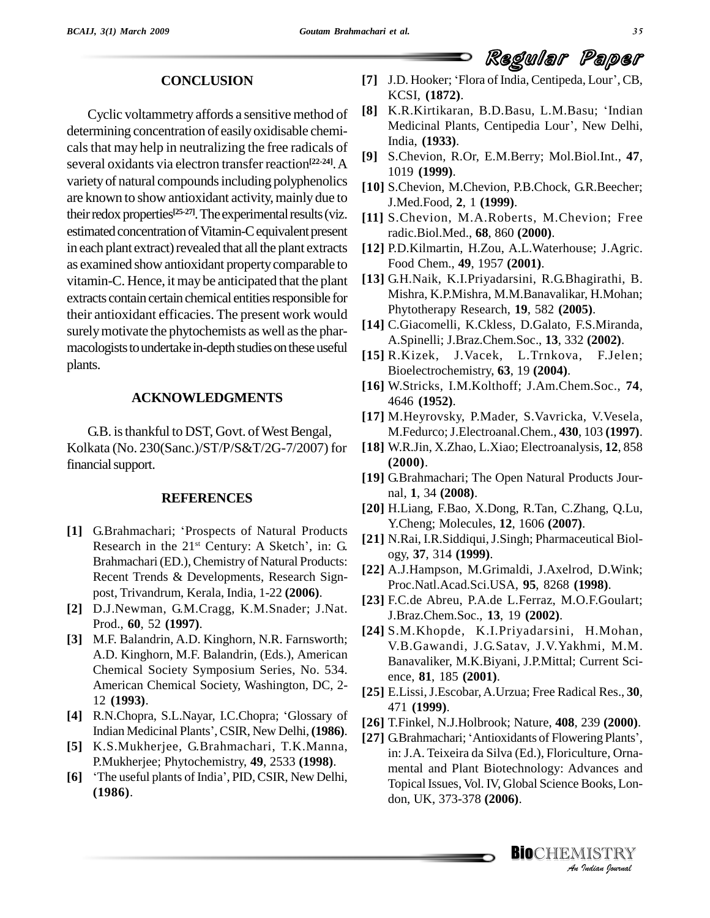## CONCLUSION

Cyclic voltammetry affords a sensitive method of determining concentration of easily oxidisable chemicals that may help in neutralizing the free radicals of several oxidants via electron transfer reaction[22-24]. A variety of natural compounds including polyphenolics are known to show antioxidant activity, mainly due to their redox properties[25-27]. The experimental results (viz. estimated concentration of Vitamin-C equivalent present in each plant extract) revealed that all the plant extracts as examined show antioxidant property comparable to vitamin-C. Hence, it may be anticipated that the plant extracts contain certain chemical entities responsible for their antioxidant efficacies. The present work would surely motivate the phytochemists as well as the pharmacologists to undertake in-depth studies on these useful plants.

## ACKNOWLEDGMENTS

G.B. is thankful to DST, Govt. of West Bengal, Kolkata (No. 230(Sanc.)/ST/P/S&T/2G-7/2007) for financial support.

## REFERENCES

**[1]** G.Brahmachari; 'Prospects of Natural Products Research in the 21st Century: A Sketch', in: G. Brahmachari (ED.), Chemistry of Natural Products: Recent Trends & Developments, Research Signpost, Trivandrum, Kerala, India, 1-22 **(2006)**.

**[2]** D.J.Newman, G.M.Cragg, K.M.Snader; J.Nat. Prod., **60**, 52 **(1997)**.

**[3]** M.F. Balandrin, A.D. Kinghorn, N.R. Farnsworth; A.D. Kinghorn, M.F. Balandrin, (Eds.), American Chemical Society Symposium Series, No. 534. American Chemical Society, Washington, DC, 2-12 **(1993)**.

**[4]** R.N.Chopra, S.L.Nayar, I.C.Chopra; 'Glossary of Indian Medicinal Plants', CSIR, New Delhi, **(1986)**.

**[5]** K.S.Mukherjee, G.Brahmachari, T.K.Manna, P.Mukherjee; Phytochemistry, **49**, 2533 **(1998)**.

**[6]** 'The useful plants of India', PID, CSIR, New Delhi, **(1986)**.

**[7]** J.D. Hooker; 'Flora of India, Centipeda, Lour', CB, KCSI, **(1872)**.

**[8]** K.R.Kirtikaran, B.D.Basu, L.M.Basu; 'Indian Medicinal Plants, Centipedia Lour', New Delhi, India, **(1933)**.

**[9]** S.Chevion, R.Or, E.M.Berry; Mol.Biol.Int., **47**, 1019 **(1999)**.

**[10]** S.Chevion, M.Chevion, P.B.Chock, G.R.Beecher; J.Med.Food, **2**, 1 **(1999)**.

**[11]** S.Chevion, M.A.Roberts, M.Chevion; Free radic.Biol.Med., **68**, 860 **(2000)**.

**[12]** P.D.Kilmartin, H.Zou, A.L.Waterhouse; J.Agric. Food Chem., **49**, 1957 **(2001)**.

**[13]** G.H.Naik, K.I.Priyadarsini, R.G.Bhagirathi, B. Mishra, K.P.Mishra, M.M.Banavalikar, H.Mohan; Phytotherapy Research, **19**, 582 **(2005)**.

**[14]** C.Giacomelli, K.Ckless, D.Galato, F.S.Miranda, A.Spinelli; J.Braz.Chem.Soc., **13**, 332 **(2002)**.

**[15]** R.Kizek, J.Vacek, L.Trnkova, F.Jelen; Bioelectrochemistry, **63**, 19 **(2004)**.

**[16]** W.Stricks, I.M.Kolthoff; J.Am.Chem.Soc., **74**, 4646 **(1952)**.

**[17]** M.Heyrovsky, P.Mader, S.Vavricka, V.Vesela, M.Fedurco; J.Electroanal.Chem., **430**, 103 **(1997)**.

**[18]** W.R.Jin, X.Zhao, L.Xiao; Electroanalysis, **12**, 858 **(2000)**.

**[19]** G.Brahmachari; The Open Natural Products Journal, **1**, 34 **(2008)**.

**[20]** H.Liang, F.Bao, X.Dong, R.Tan, C.Zhang, Q.Lu, Y.Cheng; Molecules, **12**, 1606 **(2007)**.

**[21]** N.Rai, I.R.Siddiqui, J.Singh; Pharmaceutical Biology, **37**, 314 **(1999)**.

**[22]** A.J.Hampson, M.Grimaldi, J.Axelrod, D.Wink; Proc.Natl.Acad.Sci.USA, **95**, 8268 **(1998)**.

**[23]** F.C.de Abreu, P.A.de L.Ferraz, M.O.F.Goulart; J.Braz.Chem.Soc., **13**, 19 **(2002)**.

**[24]** S.M.Khopde, K.I.Priyadarsini, H.Mohan, V.B.Gawandi, J.G.Satav, J.V.Yakhmi, M.M. Banavaliker, M.K.Biyani, J.P.Mittal; Current Science, **81**, 185 **(2001)**.

**[25]** E.Lissi, J.Escobar, A.Urzua; Free Radical Res., **30**, 471 **(1999)**.

**[26]** T.Finkel, N.J.Holbrook; Nature, **408**, 239 **(2000)**.

**[27]** G.Brahmachari; 'Antioxidants of Flowering Plants', in: J.A. Teixeira da Silva (Ed.), Floriculture, Ornamental and Plant Biotechnology: Advances and Topical Issues, Vol. IV, Global Science Books, London, UK, 373-378 **(2006)**.